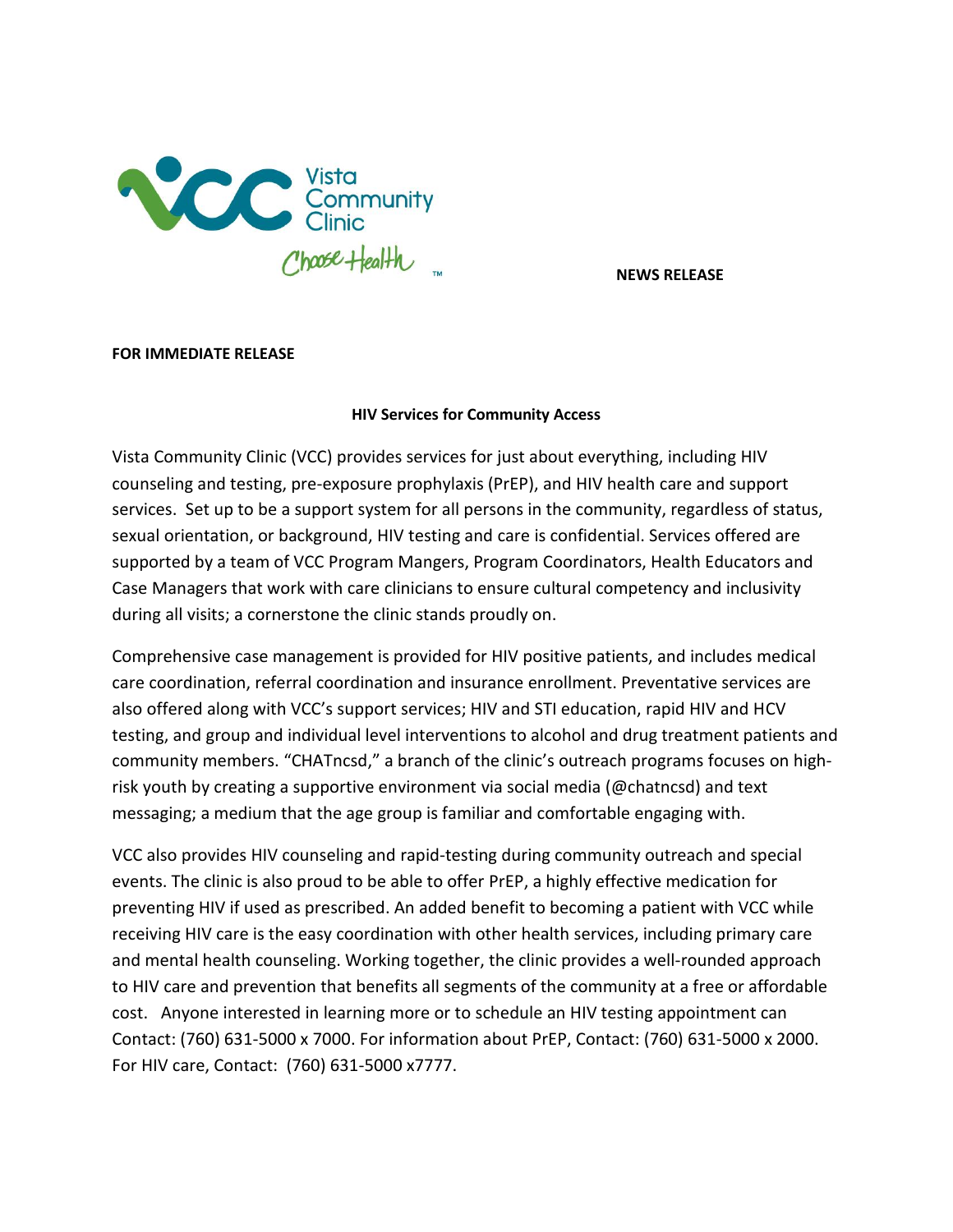Vista Community Clinic

*Choose Health*™

**NEWS RELEASE**

**FOR IMMEDIATE RELEASE**

**HIV Services for Community Access**

Vista Community Clinic (VCC) provides services for just about everything, including HIV counseling and testing, pre-exposure prophylaxis (PrEP), and HIV health care and support services. Set up to be a support system for all persons in the community, regardless of status, sexual orientation, or background, HIV testing and care is confidential. Services offered are supported by a team of VCC Program Mangers, Program Coordinators, Health Educators and Case Managers that work with care clinicians to ensure cultural competency and inclusivity during all visits; a cornerstone the clinic stands proudly on.

Comprehensive case management is provided for HIV positive patients, and includes medical care coordination, referral coordination and insurance enrollment. Preventative services are also offered along with VCC's support services; HIV and STI education, rapid HIV and HCV testing, and group and individual level interventions to alcohol and drug treatment patients and community members. "CHATncsd," a branch of the clinic's outreach programs focuses on high-risk youth by creating a supportive environment via social media (@chatncsd) and text messaging; a medium that the age group is familiar and comfortable engaging with.

VCC also provides HIV counseling and rapid-testing during community outreach and special events. The clinic is also proud to be able to offer PrEP, a highly effective medication for preventing HIV if used as prescribed. An added benefit to becoming a patient with VCC while receiving HIV care is the easy coordination with other health services, including primary care and mental health counseling. Working together, the clinic provides a well-rounded approach to HIV care and prevention that benefits all segments of the community at a free or affordable cost. Anyone interested in learning more or to schedule an HIV testing appointment can Contact: (760) 631-5000 x 7000. For information about PrEP, Contact: (760) 631-5000 x 2000. For HIV care, Contact: (760) 631-5000 x7777.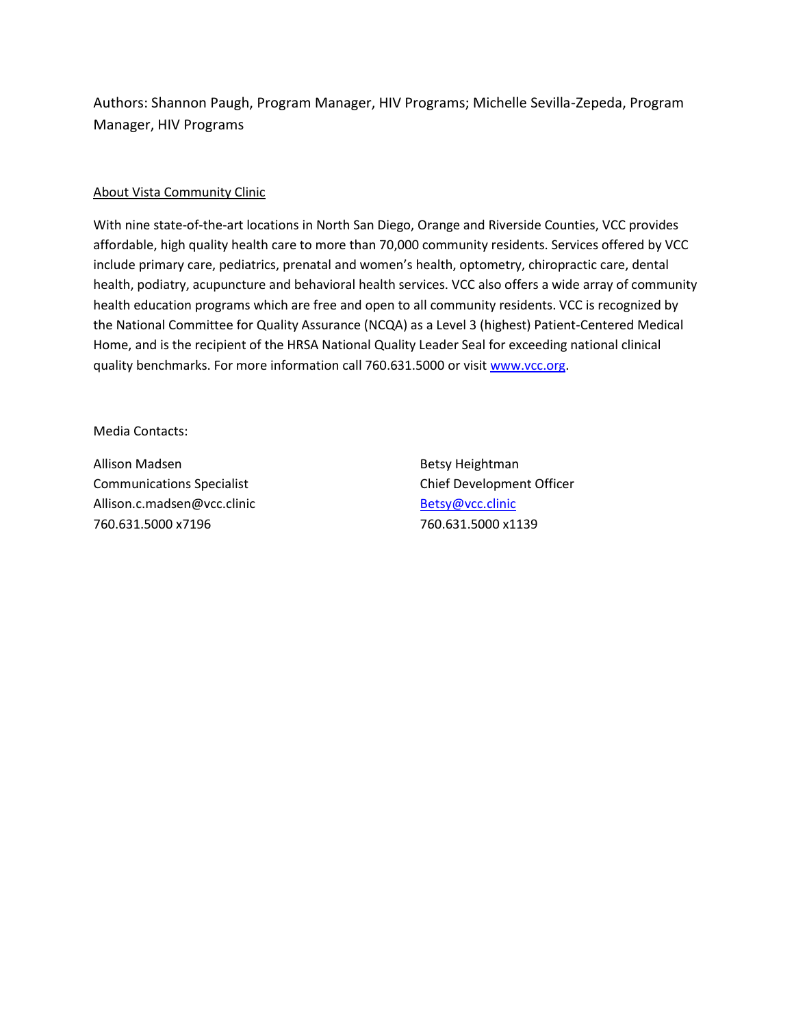Authors: Shannon Paugh, Program Manager, HIV Programs; Michelle Sevilla-Zepeda, Program Manager, HIV Programs

About Vista Community Clinic

With nine state-of-the-art locations in North San Diego, Orange and Riverside Counties, VCC provides affordable, high quality health care to more than 70,000 community residents. Services offered by VCC include primary care, pediatrics, prenatal and women's health, optometry, chiropractic care, dental health, podiatry, acupuncture and behavioral health services. VCC also offers a wide array of community health education programs which are free and open to all community residents. VCC is recognized by the National Committee for Quality Assurance (NCQA) as a Level 3 (highest) Patient-Centered Medical Home, and is the recipient of the HRSA National Quality Leader Seal for exceeding national clinical quality benchmarks. For more information call 760.631.5000 or visit www.vcc.org.

Media Contacts:

Allison Madsen
Communications Specialist
Allison.c.madsen@vcc.clinic
760.631.5000 x7196

Betsy Heightman
Chief Development Officer
Betsy@vcc.clinic
760.631.5000 x1139